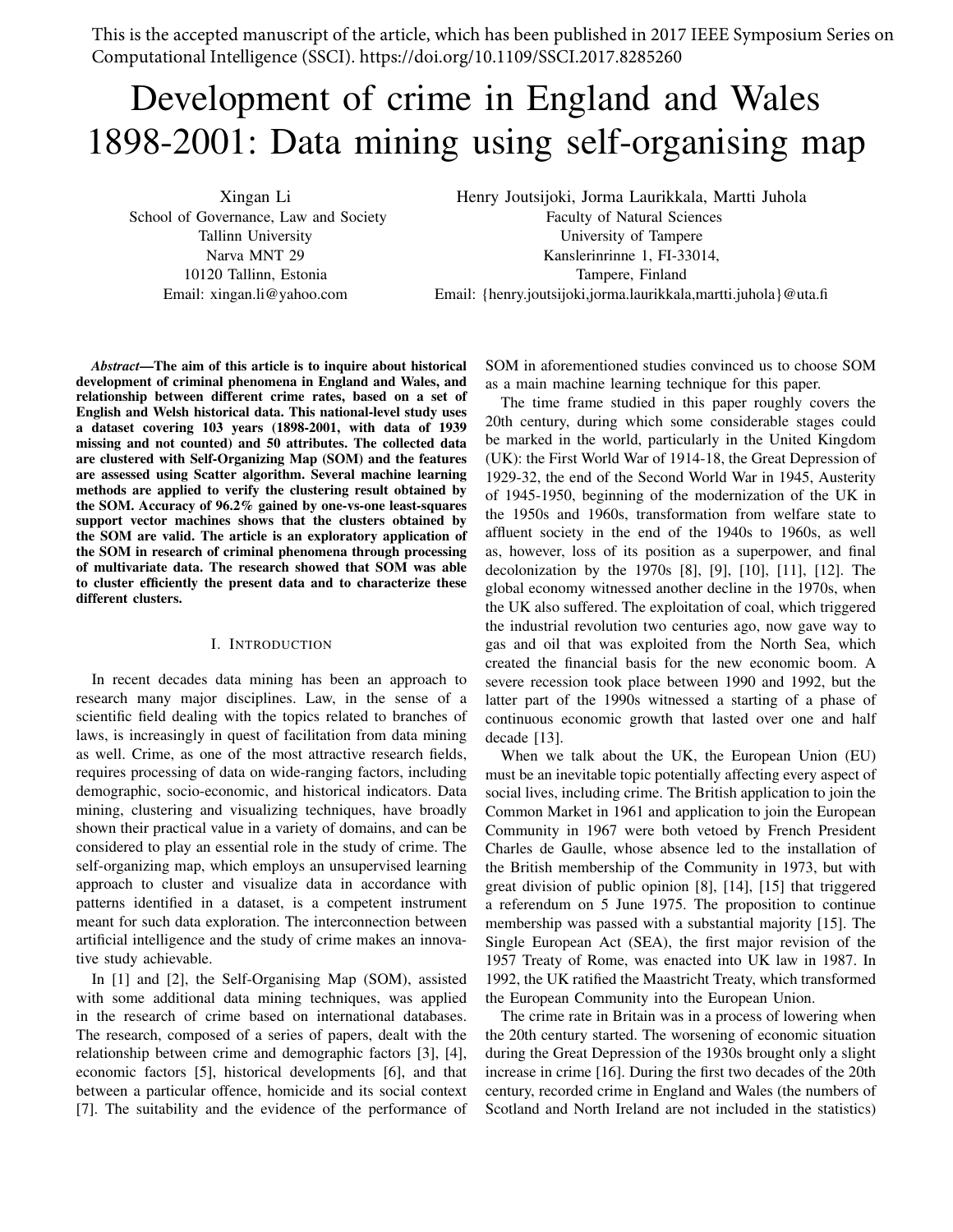This is the accepted manuscript of the article, which has been published in 2017 IEEE Symposium Series on Computational Intelligence (SSCI). https://doi.org/10.1109/SSCI.2017.8285260

# Development of crime in England and Wales 1898-2001: Data mining using self-organising map

Xingan Li
School of Governance, Law and Society
Tallinn University
Narva MNT 29
10120 Tallinn, Estonia
Email: xingan.li@yahoo.com

Henry Joutsijoki, Jorma Laurikkala, Martti Juhola
Faculty of Natural Sciences
University of Tampere
Kanslerinrinne 1, FI-33014,
Tampere, Finland
Email: {henry.joutsijoki,jorma.laurikkala,martti.juhola}@uta.fi

***Abstract*—The aim of this article is to inquire about historical development of criminal phenomena in England and Wales, and relationship between different crime rates, based on a set of English and Welsh historical data. This national-level study uses a dataset covering 103 years (1898-2001, with data of 1939 missing and not counted) and 50 attributes. The collected data are clustered with Self-Organizing Map (SOM) and the features are assessed using Scatter algorithm. Several machine learning methods are applied to verify the clustering result obtained by the SOM. Accuracy of 96.2% gained by one-vs-one least-squares support vector machines shows that the clusters obtained by the SOM are valid. The article is an exploratory application of the SOM in research of criminal phenomena through processing of multivariate data. The research showed that SOM was able to cluster efficiently the present data and to characterize these different clusters.**

## I. Introduction

In recent decades data mining has been an approach to research many major disciplines. Law, in the sense of a scientific field dealing with the topics related to branches of laws, is increasingly in quest of facilitation from data mining as well. Crime, as one of the most attractive research fields, requires processing of data on wide-ranging factors, including demographic, socio-economic, and historical indicators. Data mining, clustering and visualizing techniques, have broadly shown their practical value in a variety of domains, and can be considered to play an essential role in the study of crime. The self-organizing map, which employs an unsupervised learning approach to cluster and visualize data in accordance with patterns identified in a dataset, is a competent instrument meant for such data exploration. The interconnection between artificial intelligence and the study of crime makes an innovative study achievable.

In [1] and [2], the Self-Organising Map (SOM), assisted with some additional data mining techniques, was applied in the research of crime based on international databases. The research, composed of a series of papers, dealt with the relationship between crime and demographic factors [3], [4], economic factors [5], historical developments [6], and that between a particular offence, homicide and its social context [7]. The suitability and the evidence of the performance of SOM in aforementioned studies convinced us to choose SOM as a main machine learning technique for this paper.

The time frame studied in this paper roughly covers the 20th century, during which some considerable stages could be marked in the world, particularly in the United Kingdom (UK): the First World War of 1914-18, the Great Depression of 1929-32, the end of the Second World War in 1945, Austerity of 1945-1950, beginning of the modernization of the UK in the 1950s and 1960s, transformation from welfare state to affluent society in the end of the 1940s to 1960s, as well as, however, loss of its position as a superpower, and final decolonization by the 1970s [8], [9], [10], [11], [12]. The global economy witnessed another decline in the 1970s, when the UK also suffered. The exploitation of coal, which triggered the industrial revolution two centuries ago, now gave way to gas and oil that was exploited from the North Sea, which created the financial basis for the new economic boom. A severe recession took place between 1990 and 1992, but the latter part of the 1990s witnessed a starting of a phase of continuous economic growth that lasted over one and half decade [13].

When we talk about the UK, the European Union (EU) must be an inevitable topic potentially affecting every aspect of social lives, including crime. The British application to join the Common Market in 1961 and application to join the European Community in 1967 were both vetoed by French President Charles de Gaulle, whose absence led to the installation of the British membership of the Community in 1973, but with great division of public opinion [8], [14], [15] that triggered a referendum on 5 June 1975. The proposition to continue membership was passed with a substantial majority [15]. The Single European Act (SEA), the first major revision of the 1957 Treaty of Rome, was enacted into UK law in 1987. In 1992, the UK ratified the Maastricht Treaty, which transformed the European Community into the European Union.

The crime rate in Britain was in a process of lowering when the 20th century started. The worsening of economic situation during the Great Depression of the 1930s brought only a slight increase in crime [16]. During the first two decades of the 20th century, recorded crime in England and Wales (the numbers of Scotland and North Ireland are not included in the statistics)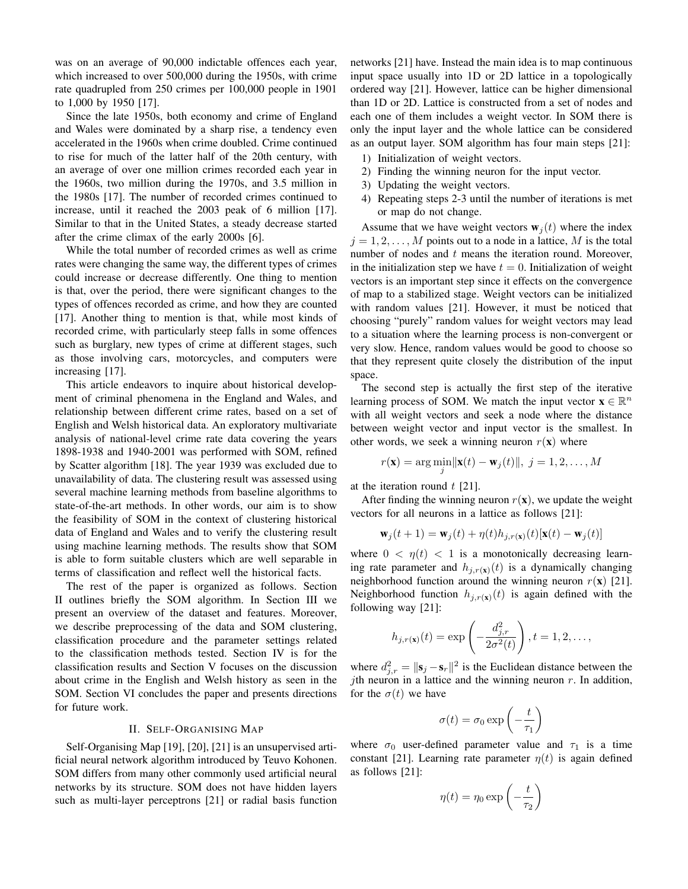was on an average of 90,000 indictable offences each year, which increased to over 500,000 during the 1950s, with crime rate quadrupled from 250 crimes per 100,000 people in 1901 to 1,000 by 1950 [17].

Since the late 1950s, both economy and crime of England and Wales were dominated by a sharp rise, a tendency even accelerated in the 1960s when crime doubled. Crime continued to rise for much of the latter half of the 20th century, with an average of over one million crimes recorded each year in the 1960s, two million during the 1970s, and 3.5 million in the 1980s [17]. The number of recorded crimes continued to increase, until it reached the 2003 peak of 6 million [17]. Similar to that in the United States, a steady decrease started after the crime climax of the early 2000s [6].

While the total number of recorded crimes as well as crime rates were changing the same way, the different types of crimes could increase or decrease differently. One thing to mention is that, over the period, there were significant changes to the types of offences recorded as crime, and how they are counted [17]. Another thing to mention is that, while most kinds of recorded crime, with particularly steep falls in some offences such as burglary, new types of crime at different stages, such as those involving cars, motorcycles, and computers were increasing [17].

This article endeavors to inquire about historical development of criminal phenomena in the England and Wales, and relationship between different crime rates, based on a set of English and Welsh historical data. An exploratory multivariate analysis of national-level crime rate data covering the years 1898-1938 and 1940-2001 was performed with SOM, refined by Scatter algorithm [18]. The year 1939 was excluded due to unavailability of data. The clustering result was assessed using several machine learning methods from baseline algorithms to state-of-the-art methods. In other words, our aim is to show the feasibility of SOM in the context of clustering historical data of England and Wales and to verify the clustering result using machine learning methods. The results show that SOM is able to form suitable clusters which are well separable in terms of classification and reflect well the historical facts.

The rest of the paper is organized as follows. Section II outlines briefly the SOM algorithm. In Section III we present an overview of the dataset and features. Moreover, we describe preprocessing of the data and SOM clustering, classification procedure and the parameter settings related to the classification methods tested. Section IV is for the classification results and Section V focuses on the discussion about crime in the English and Welsh history as seen in the SOM. Section VI concludes the paper and presents directions for future work.

## II. Self-Organising Map

Self-Organising Map [19], [20], [21] is an unsupervised artificial neural network algorithm introduced by Teuvo Kohonen. SOM differs from many other commonly used artificial neural networks by its structure. SOM does not have hidden layers such as multi-layer perceptrons [21] or radial basis function networks [21] have. Instead the main idea is to map continuous input space usually into 1D or 2D lattice in a topologically ordered way [21]. However, lattice can be higher dimensional than 1D or 2D. Lattice is constructed from a set of nodes and each one of them includes a weight vector. In SOM there is only the input layer and the whole lattice can be considered as an output layer. SOM algorithm has four main steps [21]:

1) Initialization of weight vectors.
2) Finding the winning neuron for the input vector.
3) Updating the weight vectors.
4) Repeating steps 2-3 until the number of iterations is met or map do not change.

Assume that we have weight vectors $\mathbf{w}_j(t)$ where the index $j = 1, 2, \ldots, M$ points out to a node in a lattice, $M$ is the total number of nodes and $t$ means the iteration round. Moreover, in the initialization step we have $t = 0$. Initialization of weight vectors is an important step since it effects on the convergence of map to a stabilized stage. Weight vectors can be initialized with random values [21]. However, it must be noticed that choosing "purely" random values for weight vectors may lead to a situation where the learning process is non-convergent or very slow. Hence, random values would be good to choose so that they represent quite closely the distribution of the input space.

The second step is actually the first step of the iterative learning process of SOM. We match the input vector $\mathbf{x} \in \mathbb{R}^n$ with all weight vectors and seek a node where the distance between weight vector and input vector is the smallest. In other words, we seek a winning neuron $r(\mathbf{x})$ where

$$r(\mathbf{x}) = \arg\min_j \|\mathbf{x}(t) - \mathbf{w}_j(t)\|, \; j = 1, 2, \ldots, M$$

at the iteration round $t$ [21].

After finding the winning neuron $r(\mathbf{x})$, we update the weight vectors for all neurons in a lattice as follows [21]:

$$\mathbf{w}_j(t+1) = \mathbf{w}_j(t) + \eta(t) h_{j,r(\mathbf{x})}(t)[\mathbf{x}(t) - \mathbf{w}_j(t)]$$

where $0 < \eta(t) < 1$ is a monotonically decreasing learning rate parameter and $h_{j,r(\mathbf{x})}(t)$ is a dynamically changing neighborhood function around the winning neuron $r(\mathbf{x})$ [21]. Neighborhood function $h_{j,r(\mathbf{x})}(t)$ is again defined with the following way [21]:

$$h_{j,r(\mathbf{x})}(t) = \exp\left(-\frac{d_{j,r}^2}{2\sigma^2(t)}\right), t = 1, 2, \ldots,$$

where $d_{j,r}^2 = \|\mathbf{s}_j - \mathbf{s}_r\|^2$ is the Euclidean distance between the $j$th neuron in a lattice and the winning neuron $r$. In addition, for the $\sigma(t)$ we have

$$\sigma(t) = \sigma_0 \exp\left(-\frac{t}{\tau_1}\right)$$

where $\sigma_0$ user-defined parameter value and $\tau_1$ is a time constant [21]. Learning rate parameter $\eta(t)$ is again defined as follows [21]:

$$\eta(t) = \eta_0 \exp\left(-\frac{t}{\tau_2}\right)$$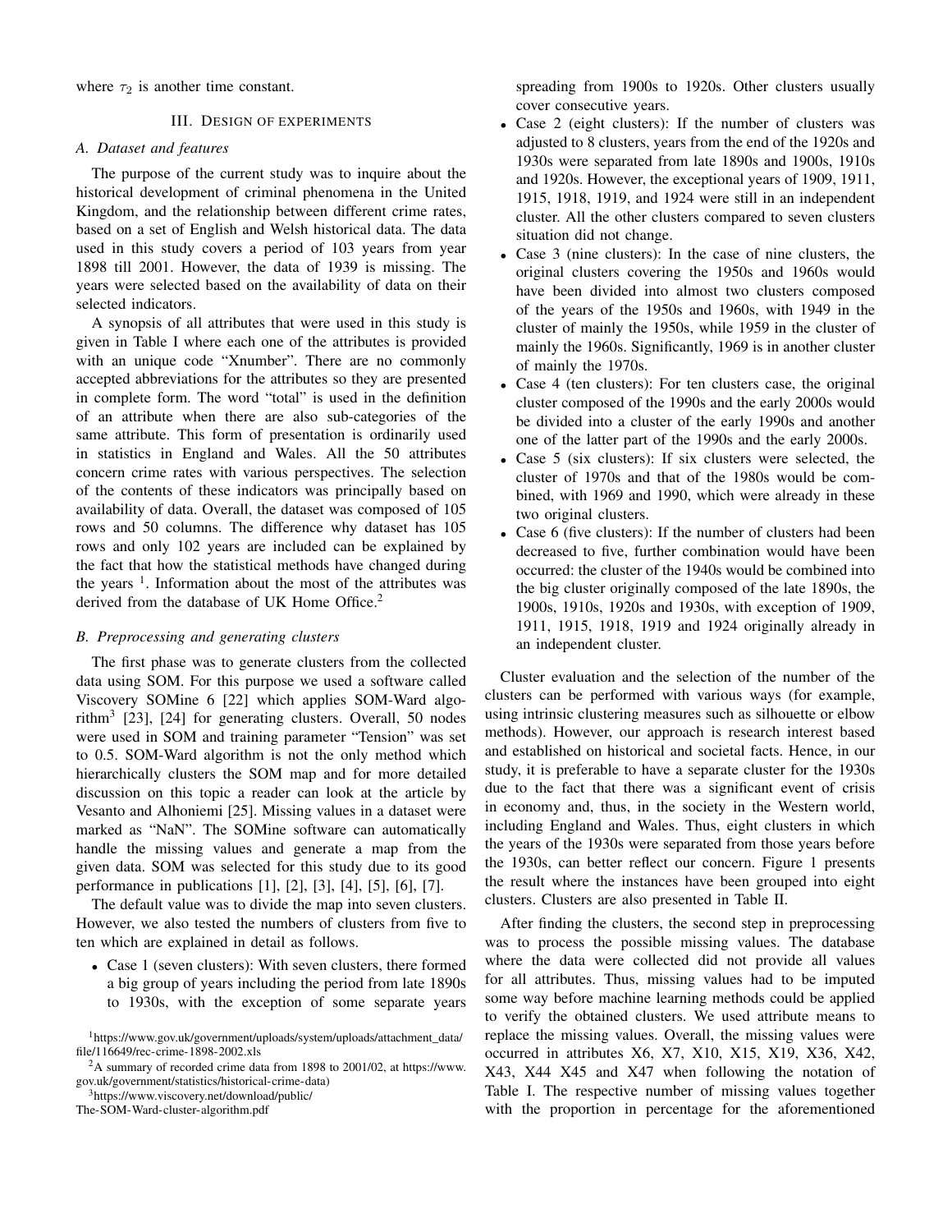where $\tau_2$ is another time constant.

## III. Design of experiments

### A. Dataset and features

The purpose of the current study was to inquire about the historical development of criminal phenomena in the United Kingdom, and the relationship between different crime rates, based on a set of English and Welsh historical data. The data used in this study covers a period of 103 years from year 1898 till 2001. However, the data of 1939 is missing. The years were selected based on the availability of data on their selected indicators.

A synopsis of all attributes that were used in this study is given in Table I where each one of the attributes is provided with an unique code "Xnumber". There are no commonly accepted abbreviations for the attributes so they are presented in complete form. The word "total" is used in the definition of an attribute when there are also sub-categories of the same attribute. This form of presentation is ordinarily used in statistics in England and Wales. All the 50 attributes concern crime rates with various perspectives. The selection of the contents of these indicators was principally based on availability of data. Overall, the dataset was composed of 105 rows and 50 columns. The difference why dataset has 105 rows and only 102 years are included can be explained by the fact that how the statistical methods have changed during the years [1]. Information about the most of the attributes was derived from the database of UK Home Office.[2]

### B. Preprocessing and generating clusters

The first phase was to generate clusters from the collected data using SOM. For this purpose we used a software called Viscovery SOMine 6 [22] which applies SOM-Ward algorithm[3] [23], [24] for generating clusters. Overall, 50 nodes were used in SOM and training parameter "Tension" was set to 0.5. SOM-Ward algorithm is not the only method which hierarchically clusters the SOM map and for more detailed discussion on this topic a reader can look at the article by Vesanto and Alhoniemi [25]. Missing values in a dataset were marked as "NaN". The SOMine software can automatically handle the missing values and generate a map from the given data. SOM was selected for this study due to its good performance in publications [1], [2], [3], [4], [5], [6], [7].

The default value was to divide the map into seven clusters. However, we also tested the numbers of clusters from five to ten which are explained in detail as follows.

- Case 1 (seven clusters): With seven clusters, there formed a big group of years including the period from late 1890s to 1930s, with the exception of some separate years spreading from 1900s to 1920s. Other clusters usually cover consecutive years.
- Case 2 (eight clusters): If the number of clusters was adjusted to 8 clusters, years from the end of the 1920s and 1930s were separated from late 1890s and 1900s, 1910s and 1920s. However, the exceptional years of 1909, 1911, 1915, 1918, 1919, and 1924 were still in an independent cluster. All the other clusters compared to seven clusters situation did not change.
- Case 3 (nine clusters): In the case of nine clusters, the original clusters covering the 1950s and 1960s would have been divided into almost two clusters composed of the years of the 1950s and 1960s, with 1949 in the cluster of mainly the 1950s, while 1959 in the cluster of mainly the 1960s. Significantly, 1969 is in another cluster of mainly the 1970s.
- Case 4 (ten clusters): For ten clusters case, the original cluster composed of the 1990s and the early 2000s would be divided into a cluster of the early 1990s and another one of the latter part of the 1990s and the early 2000s.
- Case 5 (six clusters): If six clusters were selected, the cluster of 1970s and that of the 1980s would be combined, with 1969 and 1990, which were already in these two original clusters.
- Case 6 (five clusters): If the number of clusters had been decreased to five, further combination would have been occurred: the cluster of the 1940s would be combined into the big cluster originally composed of the late 1890s, the 1900s, 1910s, 1920s and 1930s, with exception of 1909, 1911, 1915, 1918, 1919 and 1924 originally already in an independent cluster.

Cluster evaluation and the selection of the number of the clusters can be performed with various ways (for example, using intrinsic clustering measures such as silhouette or elbow methods). However, our approach is research interest based and established on historical and societal facts. Hence, in our study, it is preferable to have a separate cluster for the 1930s due to the fact that there was a significant event of crisis in economy and, thus, in the society in the Western world, including England and Wales. Thus, eight clusters in which the years of the 1930s were separated from those years before the 1930s, can better reflect our concern. Figure 1 presents the result where the instances have been grouped into eight clusters. Clusters are also presented in Table II.

After finding the clusters, the second step in preprocessing was to process the possible missing values. The database where the data were collected did not provide all values for all attributes. Thus, missing values had to be imputed some way before machine learning methods could be applied to verify the obtained clusters. We used attribute means to replace the missing values. Overall, the missing values were occurred in attributes X6, X7, X10, X15, X19, X36, X42, X43, X44 X45 and X47 when following the notation of Table I. The respective number of missing values together with the proportion in percentage for the aforementioned

[1] https://www.gov.uk/government/uploads/system/uploads/attachment_data/file/116649/rec-crime-1898-2002.xls

[2] A summary of recorded crime data from 1898 to 2001/02, at https://www.gov.uk/government/statistics/historical-crime-data)

[3] https://www.viscovery.net/download/public/The-SOM-Ward-cluster-algorithm.pdf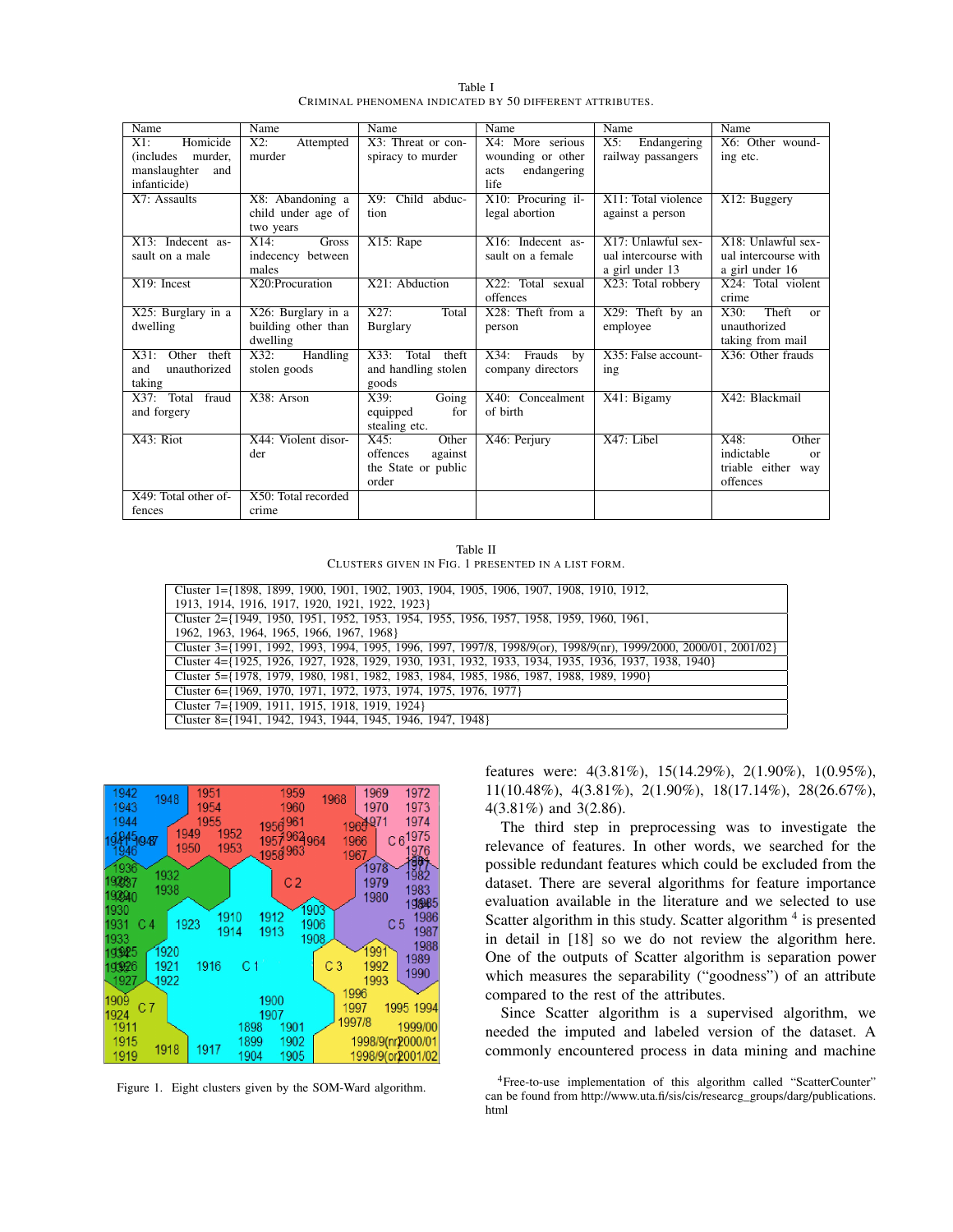Table I
CRIMINAL PHENOMENA INDICATED BY 50 DIFFERENT ATTRIBUTES.

| Name | Name | Name | Name | Name | Name |
|---|---|---|---|---|---|
| X1: Homicide (includes murder, manslaughter and infanticide) | X2: Attempted murder | X3: Threat or conspiracy to murder | X4: More serious wounding or other acts endangering life | X5: Endangering railway passangers | X6: Other wounding etc. |
| X7: Assaults | X8: Abandoning a child under age of two years | X9: Child abduction | X10: Procuring illegal abortion | X11: Total violence against a person | X12: Buggery |
| X13: Indecent assault on a male | X14: Gross indecency between males | X15: Rape | X16: Indecent assault on a female | X17: Unlawful sexual intercourse with a girl under 13 | X18: Unlawful sexual intercourse with a girl under 16 |
| X19: Incest | X20:Procuration | X21: Abduction | X22: Total sexual offences | X23: Total robbery | X24: Total violent crime |
| X25: Burglary in a dwelling | X26: Burglary in a building other than dwelling | X27: Total Burglary | X28: Theft from a person | X29: Theft by an employee | X30: Theft or unauthorized taking from mail |
| X31: Other theft and unauthorized taking | X32: Handling stolen goods | X33: Total theft and handling stolen goods | X34: Frauds by company directors | X35: False accounting | X36: Other frauds |
| X37: Total fraud and forgery | X38: Arson | X39: Going equipped for stealing etc. | X40: Concealment of birth | X41: Bigamy | X42: Blackmail |
| X43: Riot | X44: Violent disorder | X45: Other offences against the State or public order | X46: Perjury | X47: Libel | X48: Other indictable or triable either way offences |
| X49: Total other offences | X50: Total recorded crime | | | | |

Table II
CLUSTERS GIVEN IN FIG. 1 PRESENTED IN A LIST FORM.

| |
|---|
| Cluster 1={1898, 1899, 1900, 1901, 1902, 1903, 1904, 1905, 1906, 1907, 1908, 1910, 1912, 1913, 1914, 1916, 1917, 1920, 1921, 1922, 1923} |
| Cluster 2={1949, 1950, 1951, 1952, 1953, 1954, 1955, 1956, 1957, 1958, 1959, 1960, 1961, 1962, 1963, 1964, 1965, 1966, 1967, 1968} |
| Cluster 3={1991, 1992, 1993, 1994, 1995, 1996, 1997, 1997/8, 1998/9(or), 1998/9(nr), 1999/2000, 2000/01, 2001/02} |
| Cluster 4={1925, 1926, 1927, 1928, 1929, 1930, 1931, 1932, 1933, 1934, 1935, 1936, 1937, 1938, 1940} |
| Cluster 5={1978, 1979, 1980, 1981, 1982, 1983, 1984, 1985, 1986, 1987, 1988, 1989, 1990} |
| Cluster 6={1969, 1970, 1971, 1972, 1973, 1974, 1975, 1976, 1977} |
| Cluster 7={1909, 1911, 1915, 1918, 1919, 1924} |
| Cluster 8={1941, 1942, 1943, 1944, 1945, 1946, 1947, 1948} |

Figure 1. Eight clusters given by the SOM-Ward algorithm.

features were: 4(3.81%), 15(14.29%), 2(1.90%), 1(0.95%), 11(10.48%), 4(3.81%), 2(1.90%), 18(17.14%), 28(26.67%), 4(3.81%) and 3(2.86).

The third step in preprocessing was to investigate the relevance of features. In other words, we searched for the possible redundant features which could be excluded from the dataset. There are several algorithms for feature importance evaluation available in the literature and we selected to use Scatter algorithm in this study. Scatter algorithm [4] is presented in detail in [18] so we do not review the algorithm here. One of the outputs of Scatter algorithm is separation power which measures the separability ("goodness") of an attribute compared to the rest of the attributes.

Since Scatter algorithm is a supervised algorithm, we needed the imputed and labeled version of the dataset. A commonly encountered process in data mining and machine

[4] Free-to-use implementation of this algorithm called "ScatterCounter" can be found from http://www.uta.fi/sis/cis/researcg_groups/darg/publications.html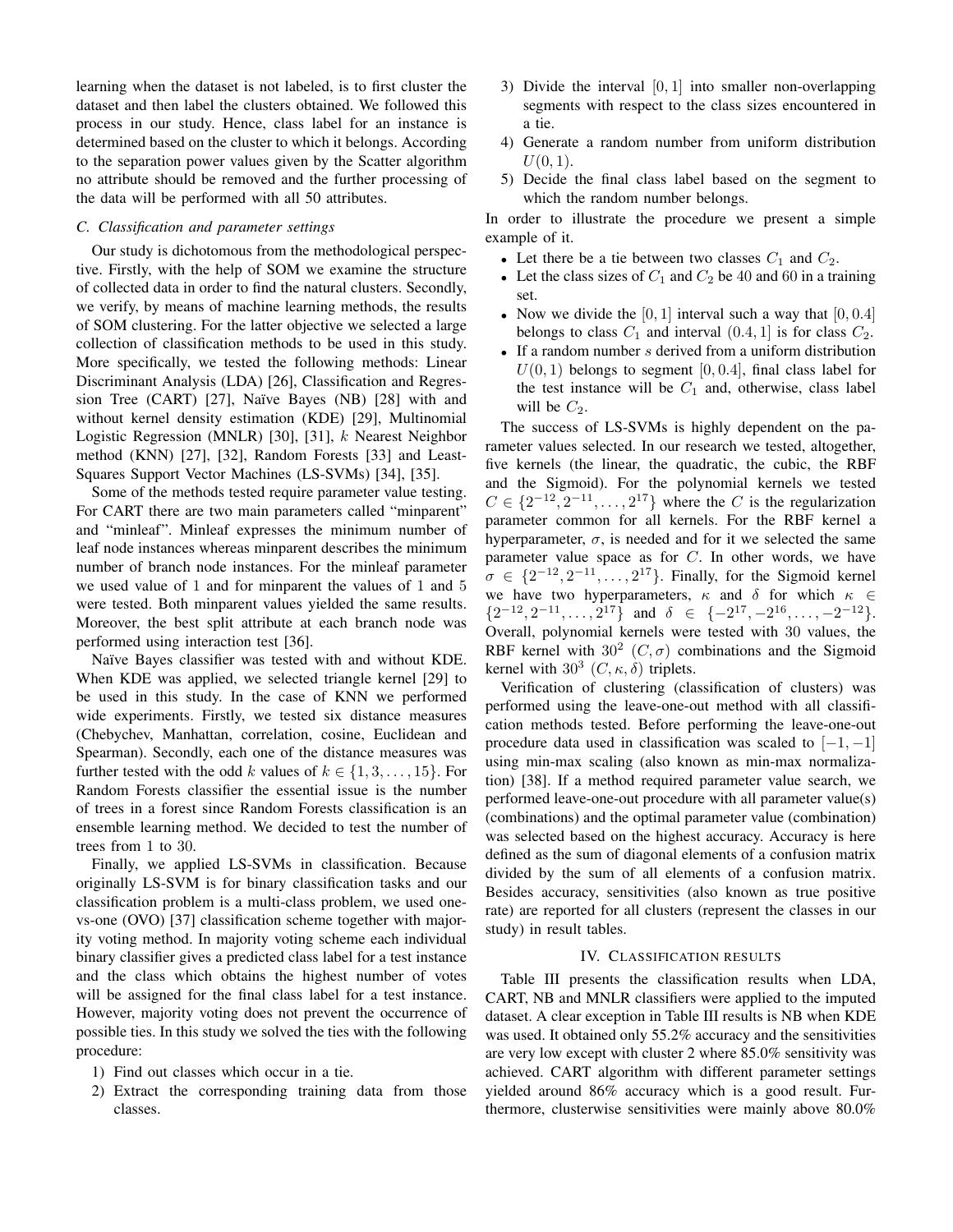learning when the dataset is not labeled, is to first cluster the dataset and then label the clusters obtained. We followed this process in our study. Hence, class label for an instance is determined based on the cluster to which it belongs. According to the separation power values given by the Scatter algorithm no attribute should be removed and the further processing of the data will be performed with all 50 attributes.

### C. Classification and parameter settings

Our study is dichotomous from the methodological perspective. Firstly, with the help of SOM we examine the structure of collected data in order to find the natural clusters. Secondly, we verify, by means of machine learning methods, the results of SOM clustering. For the latter objective we selected a large collection of classification methods to be used in this study. More specifically, we tested the following methods: Linear Discriminant Analysis (LDA) [26], Classification and Regression Tree (CART) [27], Naïve Bayes (NB) [28] with and without kernel density estimation (KDE) [29], Multinomial Logistic Regression (MNLR) [30], [31], $k$ Nearest Neighbor method (KNN) [27], [32], Random Forests [33] and Least-Squares Support Vector Machines (LS-SVMs) [34], [35].

Some of the methods tested require parameter value testing. For CART there are two main parameters called "minparent" and "minleaf". Minleaf expresses the minimum number of leaf node instances whereas minparent describes the minimum number of branch node instances. For the minleaf parameter we used value of 1 and for minparent the values of 1 and 5 were tested. Both minparent values yielded the same results. Moreover, the best split attribute at each branch node was performed using interaction test [36].

Naïve Bayes classifier was tested with and without KDE. When KDE was applied, we selected triangle kernel [29] to be used in this study. In the case of KNN we performed wide experiments. Firstly, we tested six distance measures (Chebychev, Manhattan, correlation, cosine, Euclidean and Spearman). Secondly, each one of the distance measures was further tested with the odd $k$ values of $k \in \{1, 3, \ldots, 15\}$. For Random Forests classifier the essential issue is the number of trees in a forest since Random Forests classification is an ensemble learning method. We decided to test the number of trees from 1 to 30.

Finally, we applied LS-SVMs in classification. Because originally LS-SVM is for binary classification tasks and our classification problem is a multi-class problem, we used one-vs-one (OVO) [37] classification scheme together with majority voting method. In majority voting scheme each individual binary classifier gives a predicted class label for a test instance and the class which obtains the highest number of votes will be assigned for the final class label for a test instance. However, majority voting does not prevent the occurrence of possible ties. In this study we solved the ties with the following procedure:

1) Find out classes which occur in a tie.
2) Extract the corresponding training data from those classes.
3) Divide the interval $[0, 1]$ into smaller non-overlapping segments with respect to the class sizes encountered in a tie.
4) Generate a random number from uniform distribution $U(0, 1)$.
5) Decide the final class label based on the segment to which the random number belongs.

In order to illustrate the procedure we present a simple example of it.

- Let there be a tie between two classes $C_1$ and $C_2$.
- Let the class sizes of $C_1$ and $C_2$ be 40 and 60 in a training set.
- Now we divide the $[0, 1]$ interval such a way that $[0, 0.4]$ belongs to class $C_1$ and interval $(0.4, 1]$ is for class $C_2$.
- If a random number $s$ derived from a uniform distribution $U(0, 1)$ belongs to segment $[0, 0.4]$, final class label for the test instance will be $C_1$ and, otherwise, class label will be $C_2$.

The success of LS-SVMs is highly dependent on the parameter values selected. In our research we tested, altogether, five kernels (the linear, the quadratic, the cubic, the RBF and the Sigmoid). For the polynomial kernels we tested $C \in \{2^{-12}, 2^{-11}, \ldots, 2^{17}\}$ where the $C$ is the regularization parameter common for all kernels. For the RBF kernel a hyperparameter, $\sigma$, is needed and for it we selected the same parameter value space as for $C$. In other words, we have $\sigma \in \{2^{-12}, 2^{-11}, \ldots, 2^{17}\}$. Finally, for the Sigmoid kernel we have two hyperparameters, $\kappa$ and $\delta$ for which $\kappa \in \{2^{-12}, 2^{-11}, \ldots, 2^{17}\}$ and $\delta \in \{-2^{17}, -2^{16}, \ldots, -2^{-12}\}$. Overall, polynomial kernels were tested with 30 values, the RBF kernel with $30^2$ $(C, \sigma)$ combinations and the Sigmoid kernel with $30^3$ $(C, \kappa, \delta)$ triplets.

Verification of clustering (classification of clusters) was performed using the leave-one-out method with all classification methods tested. Before performing the leave-one-out procedure data used in classification was scaled to $[-1, -1]$ using min-max scaling (also known as min-max normalization) [38]. If a method required parameter value search, we performed leave-one-out procedure with all parameter value(s) (combinations) and the optimal parameter value (combination) was selected based on the highest accuracy. Accuracy is here defined as the sum of diagonal elements of a confusion matrix divided by the sum of all elements of a confusion matrix. Besides accuracy, sensitivities (also known as true positive rate) are reported for all clusters (represent the classes in our study) in result tables.

## IV. Classification Results

Table III presents the classification results when LDA, CART, NB and MNLR classifiers were applied to the imputed dataset. A clear exception in Table III results is NB when KDE was used. It obtained only 55.2% accuracy and the sensitivities are very low except with cluster 2 where 85.0% sensitivity was achieved. CART algorithm with different parameter settings yielded around 86% accuracy which is a good result. Furthermore, clusterwise sensitivities were mainly above 80.0%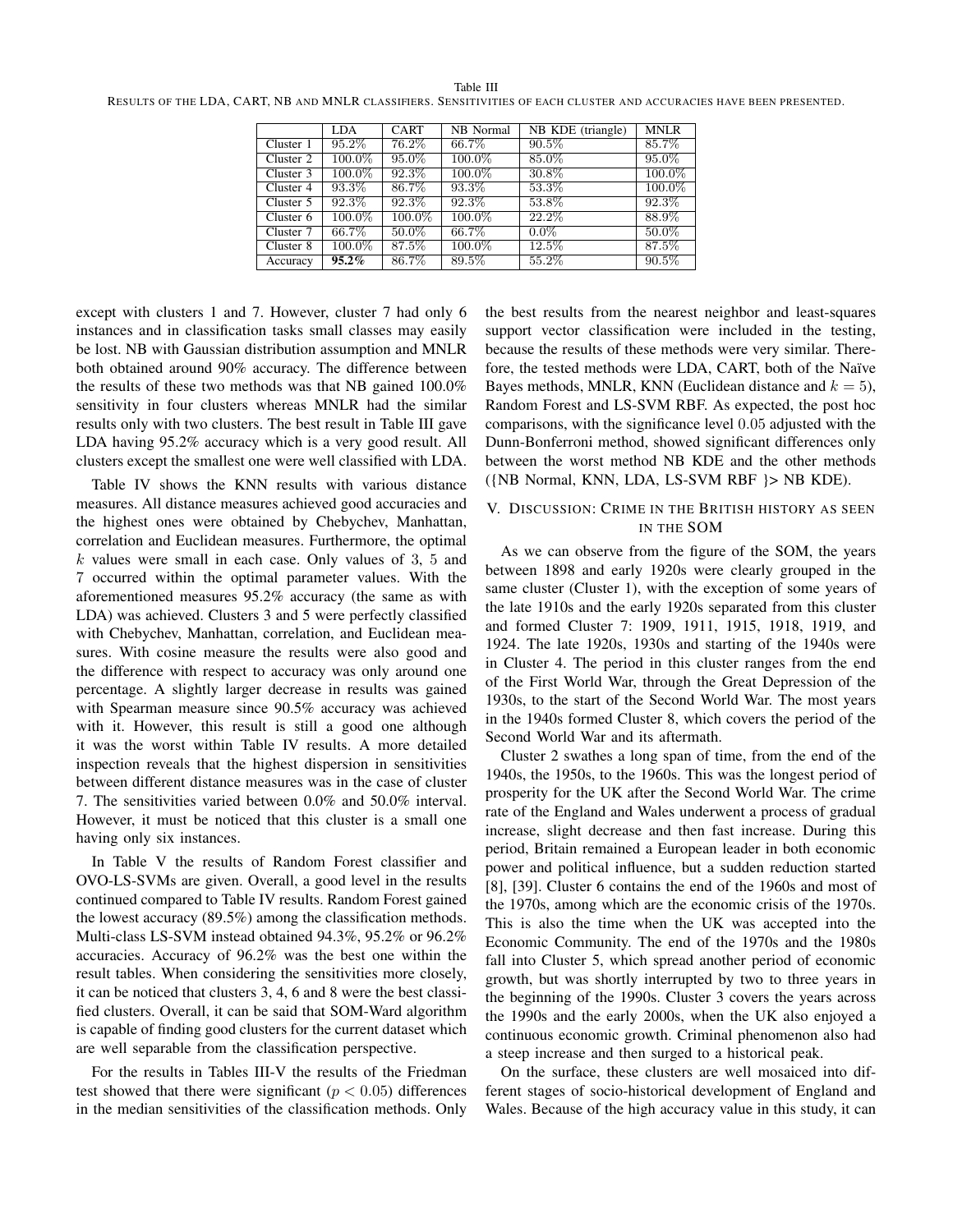Table III

RESULTS OF THE LDA, CART, NB AND MNLR CLASSIFIERS. SENSITIVITIES OF EACH CLUSTER AND ACCURACIES HAVE BEEN PRESENTED.

| | LDA | CART | NB Normal | NB KDE (triangle) | MNLR |
|---|---|---|---|---|---|
| Cluster 1 | 95.2% | 76.2% | 66.7% | 90.5% | 85.7% |
| Cluster 2 | 100.0% | 95.0% | 100.0% | 85.0% | 95.0% |
| Cluster 3 | 100.0% | 92.3% | 100.0% | 30.8% | 100.0% |
| Cluster 4 | 93.3% | 86.7% | 93.3% | 53.3% | 100.0% |
| Cluster 5 | 92.3% | 92.3% | 92.3% | 53.8% | 92.3% |
| Cluster 6 | 100.0% | 100.0% | 100.0% | 22.2% | 88.9% |
| Cluster 7 | 66.7% | 50.0% | 66.7% | 0.0% | 50.0% |
| Cluster 8 | 100.0% | 87.5% | 100.0% | 12.5% | 87.5% |
| Accuracy | **95.2%** | 86.7% | 89.5% | 55.2% | 90.5% |

except with clusters 1 and 7. However, cluster 7 had only 6 instances and in classification tasks small classes may easily be lost. NB with Gaussian distribution assumption and MNLR both obtained around 90% accuracy. The difference between the results of these two methods was that NB gained 100.0% sensitivity in four clusters whereas MNLR had the similar results only with two clusters. The best result in Table III gave LDA having 95.2% accuracy which is a very good result. All clusters except the smallest one were well classified with LDA.

Table IV shows the KNN results with various distance measures. All distance measures achieved good accuracies and the highest ones were obtained by Chebychev, Manhattan, correlation and Euclidean measures. Furthermore, the optimal $k$ values were small in each case. Only values of 3, 5 and 7 occurred within the optimal parameter values. With the aforementioned measures 95.2% accuracy (the same as with LDA) was achieved. Clusters 3 and 5 were perfectly classified with Chebychev, Manhattan, correlation, and Euclidean measures. With cosine measure the results were also good and the difference with respect to accuracy was only around one percentage. A slightly larger decrease in results was gained with Spearman measure since 90.5% accuracy was achieved with it. However, this result is still a good one although it was the worst within Table IV results. A more detailed inspection reveals that the highest dispersion in sensitivities between different distance measures was in the case of cluster 7. The sensitivities varied between 0.0% and 50.0% interval. However, it must be noticed that this cluster is a small one having only six instances.

In Table V the results of Random Forest classifier and OVO-LS-SVMs are given. Overall, a good level in the results continued compared to Table IV results. Random Forest gained the lowest accuracy (89.5%) among the classification methods. Multi-class LS-SVM instead obtained 94.3%, 95.2% or 96.2% accuracies. Accuracy of 96.2% was the best one within the result tables. When considering the sensitivities more closely, it can be noticed that clusters 3, 4, 6 and 8 were the best classified clusters. Overall, it can be said that SOM-Ward algorithm is capable of finding good clusters for the current dataset which are well separable from the classification perspective.

For the results in Tables III-V the results of the Friedman test showed that there were significant ($p < 0.05$) differences in the median sensitivities of the classification methods. Only the best results from the nearest neighbor and least-squares support vector classification were included in the testing, because the results of these methods were very similar. Therefore, the tested methods were LDA, CART, both of the Naïve Bayes methods, MNLR, KNN (Euclidean distance and $k = 5$), Random Forest and LS-SVM RBF. As expected, the post hoc comparisons, with the significance level $0.05$ adjusted with the Dunn-Bonferroni method, showed significant differences only between the worst method NB KDE and the other methods ({NB Normal, KNN, LDA, LS-SVM RBF }> NB KDE).

## V. Discussion: Crime in the British history as seen in the SOM

As we can observe from the figure of the SOM, the years between 1898 and early 1920s were clearly grouped in the same cluster (Cluster 1), with the exception of some years of the late 1910s and the early 1920s separated from this cluster and formed Cluster 7: 1909, 1911, 1915, 1918, 1919, and 1924. The late 1920s, 1930s and starting of the 1940s were in Cluster 4. The period in this cluster ranges from the end of the First World War, through the Great Depression of the 1930s, to the start of the Second World War. The most years in the 1940s formed Cluster 8, which covers the period of the Second World War and its aftermath.

Cluster 2 swathes a long span of time, from the end of the 1940s, the 1950s, to the 1960s. This was the longest period of prosperity for the UK after the Second World War. The crime rate of the England and Wales underwent a process of gradual increase, slight decrease and then fast increase. During this period, Britain remained a European leader in both economic power and political influence, but a sudden reduction started [8], [39]. Cluster 6 contains the end of the 1960s and most of the 1970s, among which are the economic crisis of the 1970s. This is also the time when the UK was accepted into the Economic Community. The end of the 1970s and the 1980s fall into Cluster 5, which spread another period of economic growth, but was shortly interrupted by two to three years in the beginning of the 1990s. Cluster 3 covers the years across the 1990s and the early 2000s, when the UK also enjoyed a continuous economic growth. Criminal phenomenon also had a steep increase and then surged to a historical peak.

On the surface, these clusters are well mosaiced into different stages of socio-historical development of England and Wales. Because of the high accuracy value in this study, it can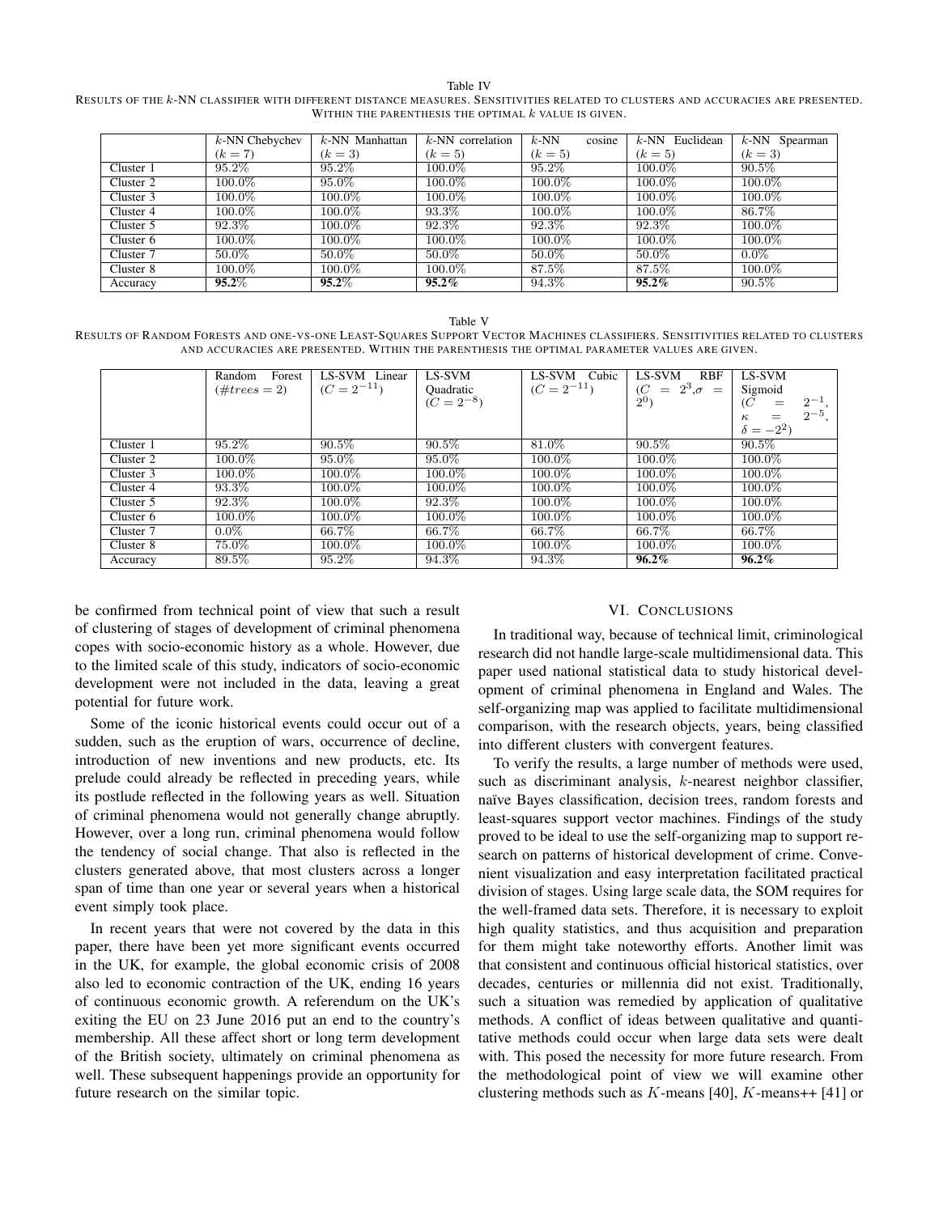Table IV

RESULTS OF THE $k$-NN CLASSIFIER WITH DIFFERENT DISTANCE MEASURES. SENSITIVITIES RELATED TO CLUSTERS AND ACCURACIES ARE PRESENTED. WITHIN THE PARENTHESIS THE OPTIMAL $k$ VALUE IS GIVEN.

| | $k$-NN Chebychev ($k=7$) | $k$-NN Manhattan ($k=3$) | $k$-NN correlation ($k=5$) | $k$-NN cosine ($k=5$) | $k$-NN Euclidean ($k=5$) | $k$-NN Spearman ($k=3$) |
|---|---|---|---|---|---|---|
| Cluster 1 | 95.2% | 95.2% | 100.0% | 95.2% | 100.0% | 90.5% |
| Cluster 2 | 100.0% | 95.0% | 100.0% | 100.0% | 100.0% | 100.0% |
| Cluster 3 | 100.0% | 100.0% | 100.0% | 100.0% | 100.0% | 100.0% |
| Cluster 4 | 100.0% | 100.0% | 93.3% | 100.0% | 100.0% | 86.7% |
| Cluster 5 | 92.3% | 100.0% | 92.3% | 92.3% | 92.3% | 100.0% |
| Cluster 6 | 100.0% | 100.0% | 100.0% | 100.0% | 100.0% | 100.0% |
| Cluster 7 | 50.0% | 50.0% | 50.0% | 50.0% | 50.0% | 0.0% |
| Cluster 8 | 100.0% | 100.0% | 100.0% | 87.5% | 87.5% | 100.0% |
| Accuracy | **95.2**% | **95.2**% | **95.2%** | 94.3% | **95.2%** | 90.5% |

Table V

RESULTS OF RANDOM FORESTS AND ONE-VS-ONE LEAST-SQUARES SUPPORT VECTOR MACHINES CLASSIFIERS. SENSITIVITIES RELATED TO CLUSTERS AND ACCURACIES ARE PRESENTED. WITHIN THE PARENTHESIS THE OPTIMAL PARAMETER VALUES ARE GIVEN.

| | Random Forest ($\#trees = 2$) | LS-SVM Linear ($C = 2^{-11}$) | LS-SVM Quadratic ($C = 2^{-8}$) | LS-SVM Cubic ($C = 2^{-11}$) | LS-SVM RBF ($C = 2^3, \sigma = 2^0$) | LS-SVM Sigmoid ($C = 2^{-1}$, $\kappa = 2^{-5}$, $\delta = -2^2$) |
|---|---|---|---|---|---|---|
| Cluster 1 | 95.2% | 90.5% | 90.5% | 81.0% | 90.5% | 90.5% |
| Cluster 2 | 100.0% | 95.0% | 95.0% | 100.0% | 100.0% | 100.0% |
| Cluster 3 | 100.0% | 100.0% | 100.0% | 100.0% | 100.0% | 100.0% |
| Cluster 4 | 93.3% | 100.0% | 100.0% | 100.0% | 100.0% | 100.0% |
| Cluster 5 | 92.3% | 100.0% | 92.3% | 100.0% | 100.0% | 100.0% |
| Cluster 6 | 100.0% | 100.0% | 100.0% | 100.0% | 100.0% | 100.0% |
| Cluster 7 | 0.0% | 66.7% | 66.7% | 66.7% | 66.7% | 66.7% |
| Cluster 8 | 75.0% | 100.0% | 100.0% | 100.0% | 100.0% | 100.0% |
| Accuracy | 89.5% | 95.2% | 94.3% | 94.3% | **96.2%** | **96.2%** |

be confirmed from technical point of view that such a result of clustering of stages of development of criminal phenomena copes with socio-economic history as a whole. However, due to the limited scale of this study, indicators of socio-economic development were not included in the data, leaving a great potential for future work.

Some of the iconic historical events could occur out of a sudden, such as the eruption of wars, occurrence of decline, introduction of new inventions and new products, etc. Its prelude could already be reflected in preceding years, while its postlude reflected in the following years as well. Situation of criminal phenomena would not generally change abruptly. However, over a long run, criminal phenomena would follow the tendency of social change. That also is reflected in the clusters generated above, that most clusters across a longer span of time than one year or several years when a historical event simply took place.

In recent years that were not covered by the data in this paper, there have been yet more significant events occurred in the UK, for example, the global economic crisis of 2008 also led to economic contraction of the UK, ending 16 years of continuous economic growth. A referendum on the UK's exiting the EU on 23 June 2016 put an end to the country's membership. All these affect short or long term development of the British society, ultimately on criminal phenomena as well. These subsequent happenings provide an opportunity for future research on the similar topic.

## VI. CONCLUSIONS

In traditional way, because of technical limit, criminological research did not handle large-scale multidimensional data. This paper used national statistical data to study historical development of criminal phenomena in England and Wales. The self-organizing map was applied to facilitate multidimensional comparison, with the research objects, years, being classified into different clusters with convergent features.

To verify the results, a large number of methods were used, such as discriminant analysis, $k$-nearest neighbor classifier, naïve Bayes classification, decision trees, random forests and least-squares support vector machines. Findings of the study proved to be ideal to use the self-organizing map to support research on patterns of historical development of crime. Convenient visualization and easy interpretation facilitated practical division of stages. Using large scale data, the SOM requires for the well-framed data sets. Therefore, it is necessary to exploit high quality statistics, and thus acquisition and preparation for them might take noteworthy efforts. Another limit was that consistent and continuous official historical statistics, over decades, centuries or millennia did not exist. Traditionally, such a situation was remedied by application of qualitative methods. A conflict of ideas between qualitative and quantitative methods could occur when large data sets were dealt with. This posed the necessity for more future research. From the methodological point of view we will examine other clustering methods such as $K$-means [40], $K$-means++ [41] or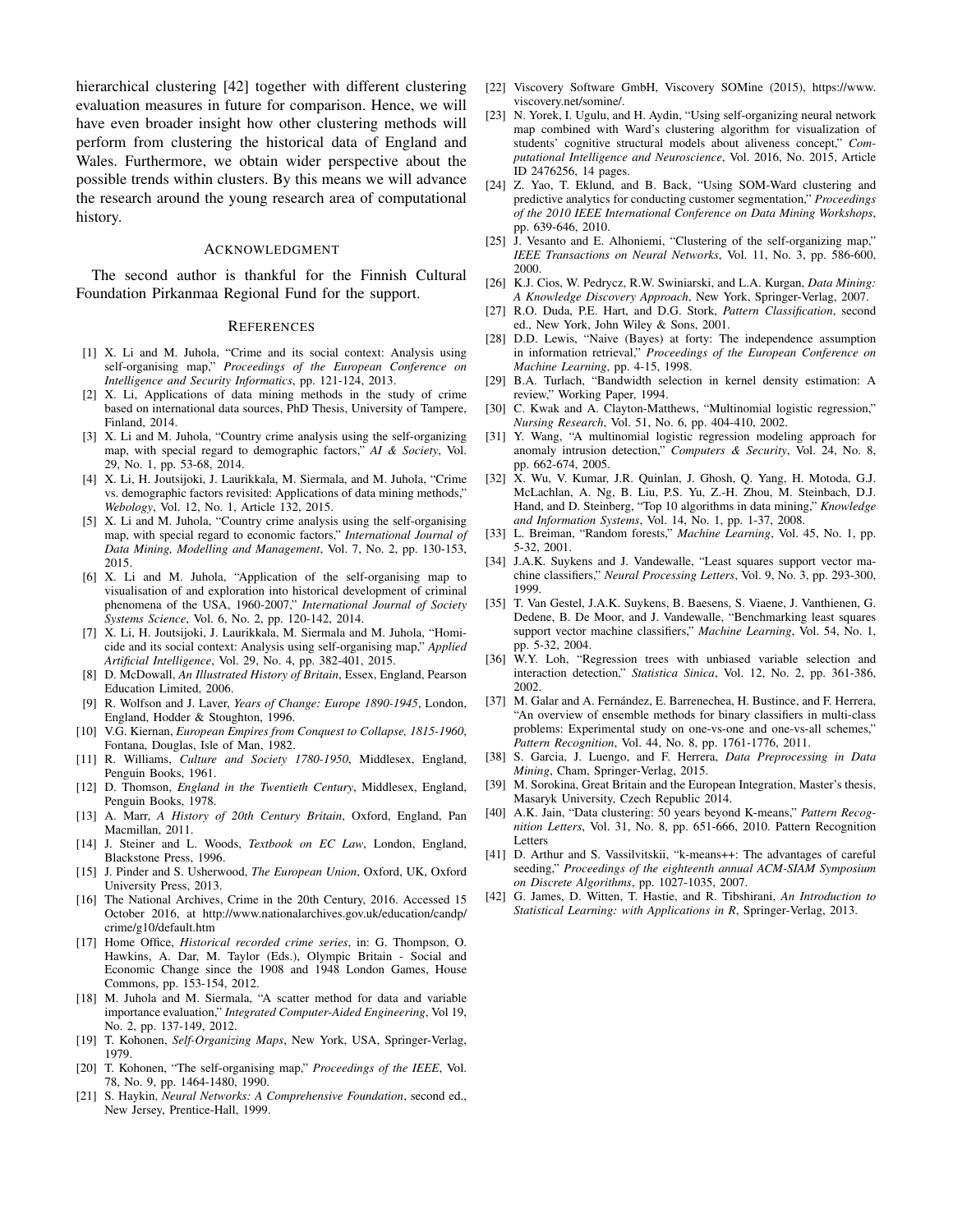hierarchical clustering [42] together with different clustering evaluation measures in future for comparison. Hence, we will have even broader insight how other clustering methods will perform from clustering the historical data of England and Wales. Furthermore, we obtain wider perspective about the possible trends within clusters. By this means we will advance the research around the young research area of computational history.

## Acknowledgment

The second author is thankful for the Finnish Cultural Foundation Pirkanmaa Regional Fund for the support.

## References

[1] X. Li and M. Juhola, "Crime and its social context: Analysis using self-organising map," *Proceedings of the European Conference on Intelligence and Security Informatics*, pp. 121-124, 2013.

[2] X. Li, Applications of data mining methods in the study of crime based on international data sources, PhD Thesis, University of Tampere, Finland, 2014.

[3] X. Li and M. Juhola, "Country crime analysis using the self-organizing map, with special regard to demographic factors," *AI & Society*, Vol. 29, No. 1, pp. 53-68, 2014.

[4] X. Li, H. Joutsijoki, J. Laurikkala, M. Siermala, and M. Juhola, "Crime vs. demographic factors revisited: Applications of data mining methods," *Webology*, Vol. 12, No. 1, Article 132, 2015.

[5] X. Li and M. Juhola, "Country crime analysis using the self-organising map, with special regard to economic factors," *International Journal of Data Mining, Modelling and Management*, Vol. 7, No. 2, pp. 130-153, 2015.

[6] X. Li and M. Juhola, "Application of the self-organising map to visualisation of and exploration into historical development of criminal phenomena of the USA, 1960-2007," *International Journal of Society Systems Science*, Vol. 6, No. 2, pp. 120-142, 2014.

[7] X. Li, H. Joutsijoki, J. Laurikkala, M. Siermala and M. Juhola, "Homicide and its social context: Analysis using self-organising map," *Applied Artificial Intelligence*, Vol. 29, No. 4, pp. 382-401, 2015.

[8] D. McDowall, *An Illustrated History of Britain*, Essex, England, Pearson Education Limited, 2006.

[9] R. Wolfson and J. Laver, *Years of Change: Europe 1890-1945*, London, England, Hodder & Stoughton, 1996.

[10] V.G. Kiernan, *European Empires from Conquest to Collapse, 1815-1960*, Fontana, Douglas, Isle of Man, 1982.

[11] R. Williams, *Culture and Society 1780-1950*, Middlesex, England, Penguin Books, 1961.

[12] D. Thomson, *England in the Twentieth Century*, Middlesex, England, Penguin Books, 1978.

[13] A. Marr, *A History of 20th Century Britain*, Oxford, England, Pan Macmillan, 2011.

[14] J. Steiner and L. Woods, *Textbook on EC Law*, London, England, Blackstone Press, 1996.

[15] J. Pinder and S. Usherwood, *The European Union*, Oxford, UK, Oxford University Press, 2013.

[16] The National Archives, Crime in the 20th Century, 2016. Accessed 15 October 2016, at http://www.nationalarchives.gov.uk/education/candp/crime/g10/default.htm

[17] Home Office, *Historical recorded crime series*, in: G. Thompson, O. Hawkins, A. Dar, M. Taylor (Eds.), Olympic Britain - Social and Economic Change since the 1908 and 1948 London Games, House Commons, pp. 153-154, 2012.

[18] M. Juhola and M. Siermala, "A scatter method for data and variable importance evaluation," *Integrated Computer-Aided Engineering*, Vol 19, No. 2, pp. 137-149, 2012.

[19] T. Kohonen, *Self-Organizing Maps*, New York, USA, Springer-Verlag, 1979.

[20] T. Kohonen, "The self-organising map," *Proceedings of the IEEE*, Vol. 78, No. 9, pp. 1464-1480, 1990.

[21] S. Haykin, *Neural Networks: A Comprehensive Foundation*, second ed., New Jersey, Prentice-Hall, 1999.

[22] Viscovery Software GmbH, Viscovery SOMine (2015), https://www.viscovery.net/somine/.

[23] N. Yorek, I. Ugulu, and H. Aydin, "Using self-organizing neural network map combined with Ward's clustering algorithm for visualization of students' cognitive structural models about aliveness concept," *Computational Intelligence and Neuroscience*, Vol. 2016, No. 2015, Article ID 2476256, 14 pages.

[24] Z. Yao, T. Eklund, and B. Back, "Using SOM-Ward clustering and predictive analytics for conducting customer segmentation," *Proceedings of the 2010 IEEE International Conference on Data Mining Workshops*, pp. 639-646, 2010.

[25] J. Vesanto and E. Alhoniemi, "Clustering of the self-organizing map," *IEEE Transactions on Neural Networks*, Vol. 11, No. 3, pp. 586-600, 2000.

[26] K.J. Cios, W. Pedrycz, R.W. Swiniarski, and L.A. Kurgan, *Data Mining: A Knowledge Discovery Approach*, New York, Springer-Verlag, 2007.

[27] R.O. Duda, P.E. Hart, and D.G. Stork, *Pattern Classification*, second ed., New York, John Wiley & Sons, 2001.

[28] D.D. Lewis, "Naive (Bayes) at forty: The independence assumption in information retrieval," *Proceedings of the European Conference on Machine Learning*, pp. 4-15, 1998.

[29] B.A. Turlach, "Bandwidth selection in kernel density estimation: A review," Working Paper, 1994.

[30] C. Kwak and A. Clayton-Matthews, "Multinomial logistic regression," *Nursing Research*, Vol. 51, No. 6, pp. 404-410, 2002.

[31] Y. Wang, "A multinomial logistic regression modeling approach for anomaly intrusion detection," *Computers & Security*, Vol. 24, No. 8, pp. 662-674, 2005.

[32] X. Wu, V. Kumar, J.R. Quinlan, J. Ghosh, Q. Yang, H. Motoda, G.J. McLachlan, A. Ng, B. Liu, P.S. Yu, Z.-H. Zhou, M. Steinbach, D.J. Hand, and D. Steinberg, "Top 10 algorithms in data mining," *Knowledge and Information Systems*, Vol. 14, No. 1, pp. 1-37, 2008.

[33] L. Breiman, "Random forests," *Machine Learning*, Vol. 45, No. 1, pp. 5-32, 2001.

[34] J.A.K. Suykens and J. Vandewalle, "Least squares support vector machine classifiers," *Neural Processing Letters*, Vol. 9, No. 3, pp. 293-300, 1999.

[35] T. Van Gestel, J.A.K. Suykens, B. Baesens, S. Viaene, J. Vanthienen, G. Dedene, B. De Moor, and J. Vandewalle, "Benchmarking least squares support vector machine classifiers," *Machine Learning*, Vol. 54, No. 1, pp. 5-32, 2004.

[36] W.Y. Loh, "Regression trees with unbiased variable selection and interaction detection," *Statistica Sinica*, Vol. 12, No. 2, pp. 361-386, 2002.

[37] M. Galar and A. Fernández, E. Barrenechea, H. Bustince, and F. Herrera, "An overview of ensemble methods for binary classifiers in multi-class problems: Experimental study on one-vs-one and one-vs-all schemes," *Pattern Recognition*, Vol. 44, No. 8, pp. 1761-1776, 2011.

[38] S. Garcia, J. Luengo, and F. Herrera, *Data Preprocessing in Data Mining*, Cham, Springer-Verlag, 2015.

[39] M. Sorokina, Great Britain and the European Integration, Master's thesis, Masaryk University, Czech Republic 2014.

[40] A.K. Jain, "Data clustering: 50 years beyond K-means," *Pattern Recognition Letters*, Vol. 31, No. 8, pp. 651-666, 2010. Pattern Recognition Letters

[41] D. Arthur and S. Vassilvitskii, "k-means++: The advantages of careful seeding," *Proceedings of the eighteenth annual ACM-SIAM Symposium on Discrete Algorithms*, pp. 1027-1035, 2007.

[42] G. James, D. Witten, T. Hastie, and R. Tibshirani, *An Introduction to Statistical Learning: with Applications in R*, Springer-Verlag, 2013.